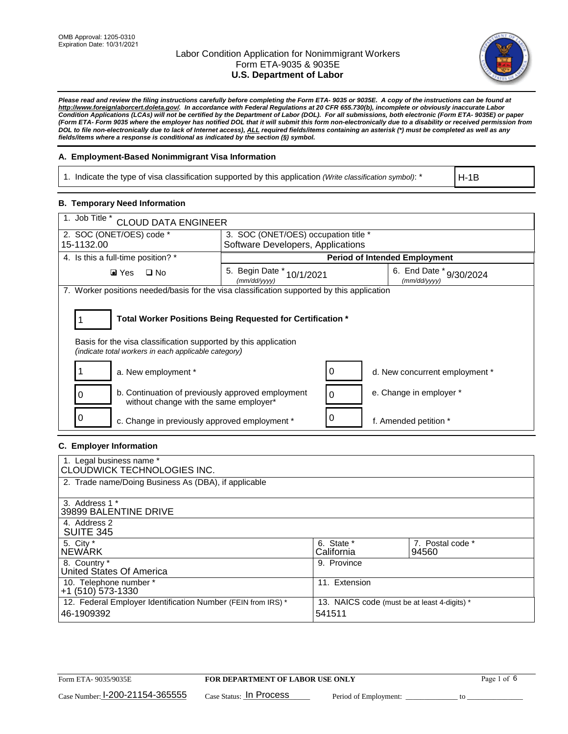OMB Approval: 1205-0310
Expiration Date: 10/31/2021

# Labor Condition Application for Nonimmigrant Workers
## Form ETA-9035 & 9035E
## U.S. Department of Labor

***Please read and review the filing instructions carefully before completing the Form ETA- 9035 or 9035E. A copy of the instructions can be found at http://www.foreignlaborcert.doleta.gov/. In accordance with Federal Regulations at 20 CFR 655.730(b), incomplete or obviously inaccurate Labor Condition Applications (LCAs) will not be certified by the Department of Labor (DOL). For all submissions, both electronic (Form ETA- 9035E) or paper (Form ETA- Form 9035 where the employer has notified DOL that it will submit this form non-electronically due to a disability or received permission from DOL to file non-electronically due to lack of Internet access), ALL required fields/items containing an asterisk (*) must be completed as well as any fields/items where a response is conditional as indicated by the section (§) symbol.***

### A. Employment-Based Nonimmigrant Visa Information

| 1. Indicate the type of visa classification supported by this application *(Write classification symbol)*: * | H-1B |
|---|---|

### B. Temporary Need Information

| 1. Job Title * CLOUD DATA ENGINEER | | |
|---|---|---|
| 2. SOC (ONET/OES) code * 15-1132.00 | 3. SOC (ONET/OES) occupation title * Software Developers, Applications | |
| 4. Is this a full-time position? * | Period of Intended Employment | |
| ☑ Yes ☐ No | 5. Begin Date * *(mm/dd/yyyy)* 10/1/2021 | 6. End Date * *(mm/dd/yyyy)* 9/30/2024 |

7. Worker positions needed/basis for the visa classification supported by this application

**1 — Total Worker Positions Being Requested for Certification \***

Basis for the visa classification supported by this application
*(indicate total workers in each applicable category)*

| Count | Category | Count | Category |
|---|---|---|---|
| 1 | a. New employment * | 0 | d. New concurrent employment * |
| 0 | b. Continuation of previously approved employment without change with the same employer* | 0 | e. Change in employer * |
| 0 | c. Change in previously approved employment * | 0 | f. Amended petition * |

### C. Employer Information

| 1. Legal business name * CLOUDWICK TECHNOLOGIES INC. | | |
|---|---|---|
| 2. Trade name/Doing Business As (DBA), if applicable | | |
| 3. Address 1 * 39899 BALENTINE DRIVE | | |
| 4. Address 2 SUITE 345 | | |
| 5. City * NEWARK | 6. State * California | 7. Postal code * 94560 |
| 8. Country * United States Of America | 9. Province | |
| 10. Telephone number * +1 (510) 573-1330 | 11. Extension | |
| 12. Federal Employer Identification Number (FEIN from IRS) * 46-1909392 | 13. NAICS code (must be at least 4-digits) * 541511 | |

Form ETA- 9035/9035E — **FOR DEPARTMENT OF LABOR USE ONLY**

Case Number: I-200-21154-365555 Case Status: In Process Period of Employment: _____________ to _____________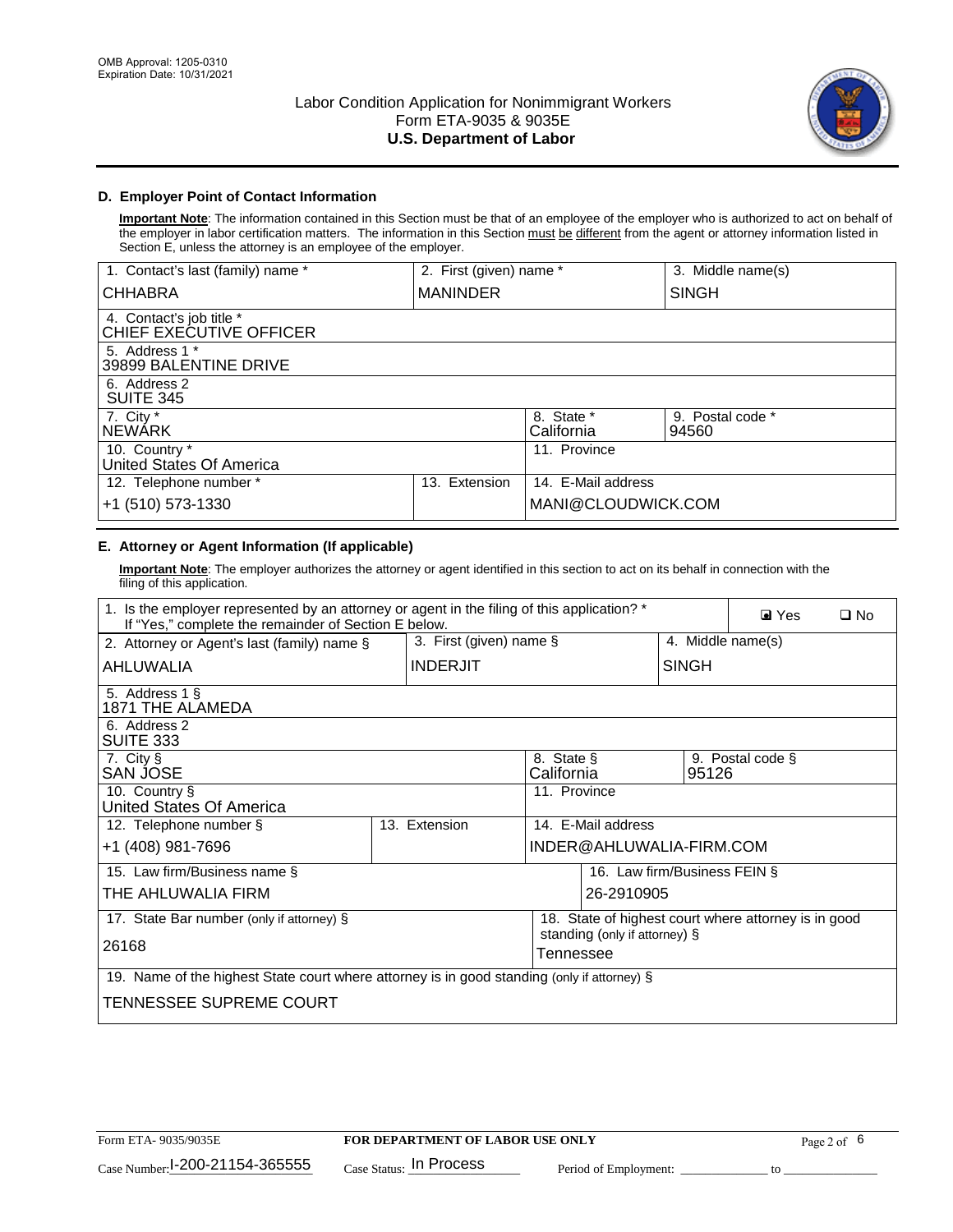OMB Approval: 1205-0310
Expiration Date: 10/31/2021

Labor Condition Application for Nonimmigrant Workers
Form ETA-9035 & 9035E
**U.S. Department of Labor**

### D. Employer Point of Contact Information

**Important Note**: The information contained in this Section must be that of an employee of the employer who is authorized to act on behalf of the employer in labor certification matters. The information in this Section must be different from the agent or attorney information listed in Section E, unless the attorney is an employee of the employer.

| 1. Contact's last (family) name * | 2. First (given) name * | 3. Middle name(s) |
|---|---|---|
| CHHABRA | MANINDER | SINGH |
| 4. Contact's job title * CHIEF EXECUTIVE OFFICER | | |
| 5. Address 1 * 39899 BALENTINE DRIVE | | |
| 6. Address 2 SUITE 345 | | |
| 7. City * NEWARK | 8. State * California | 9. Postal code * 94560 |
| 10. Country * United States Of America | 11. Province | |
| 12. Telephone number * +1 (510) 573-1330 | 13. Extension | 14. E-Mail address MANI@CLOUDWICK.COM |

### E. Attorney or Agent Information (If applicable)

**Important Note**: The employer authorizes the attorney or agent identified in this section to act on its behalf in connection with the filing of this application.

| 1. Is the employer represented by an attorney or agent in the filing of this application? * If "Yes," complete the remainder of Section E below. | | ☑ Yes ☐ No |
|---|---|---|
| 2. Attorney or Agent's last (family) name § AHLUWALIA | 3. First (given) name § INDERJIT | 4. Middle name(s) SINGH |
| 5. Address 1 § 1871 THE ALAMEDA | | |
| 6. Address 2 SUITE 333 | | |
| 7. City § SAN JOSE | 8. State § California | 9. Postal code § 95126 |
| 10. Country § United States Of America | 11. Province | |
| 12. Telephone number § +1 (408) 981-7696 | 13. Extension | 14. E-Mail address INDER@AHLUWALIA-FIRM.COM |
| 15. Law firm/Business name § THE AHLUWALIA FIRM | | 16. Law firm/Business FEIN § 26-2910905 |
| 17. State Bar number (only if attorney) § 26168 | | 18. State of highest court where attorney is in good standing (only if attorney) § Tennessee |
| 19. Name of the highest State court where attorney is in good standing (only if attorney) § TENNESSEE SUPREME COURT | | |

Form ETA- 9035/9035E | **FOR DEPARTMENT OF LABOR USE ONLY**

Case Number: I-200-21154-365555 Case Status: In Process Period of Employment: _____________ to _____________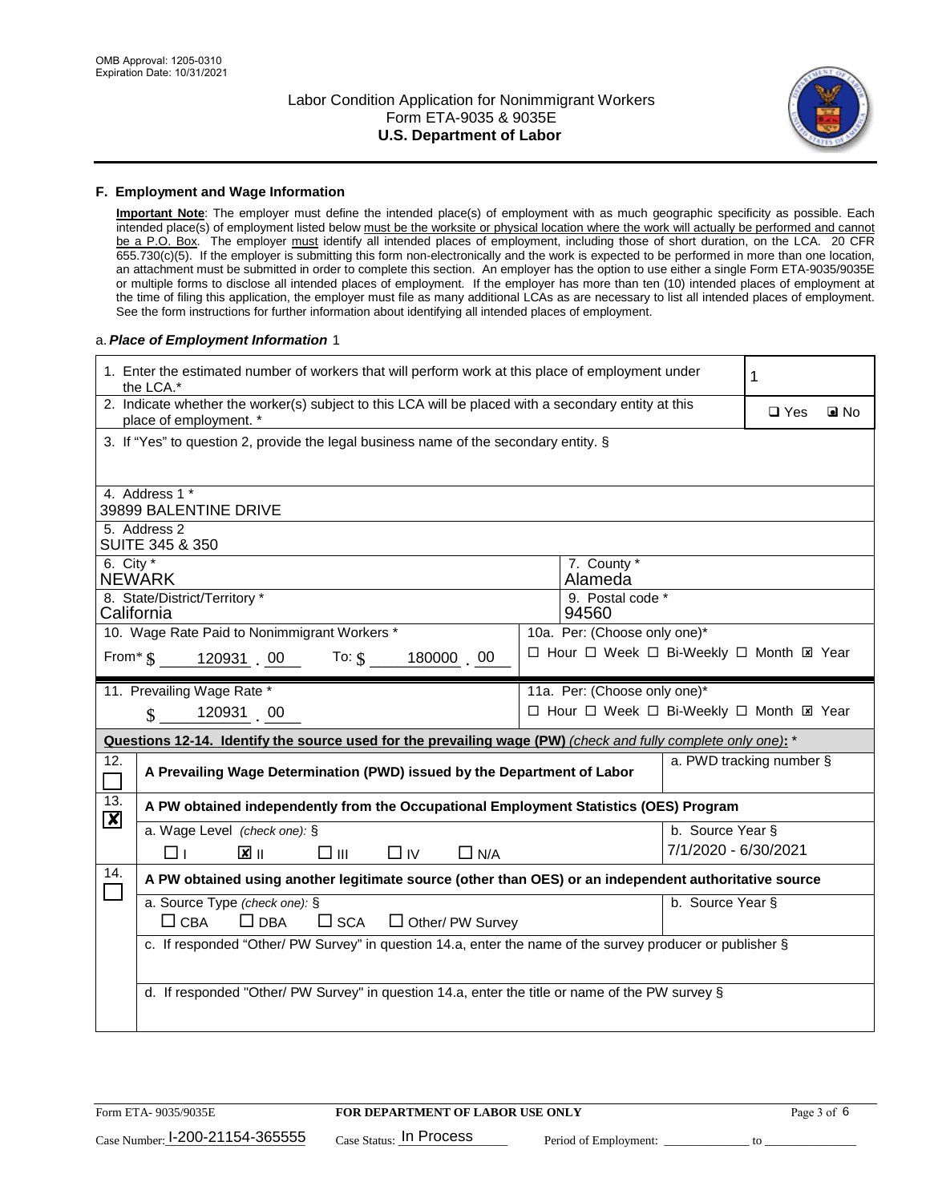OMB Approval: 1205-0310
Expiration Date: 10/31/2021

# Labor Condition Application for Nonimmigrant Workers
## Form ETA-9035 & 9035E
## U.S. Department of Labor

### F. Employment and Wage Information

**Important Note**: The employer must define the intended place(s) of employment with as much geographic specificity as possible. Each intended place(s) of employment listed below must be the worksite or physical location where the work will actually be performed and cannot be a P.O. Box. The employer must identify all intended places of employment, including those of short duration, on the LCA. 20 CFR 655.730(c)(5). If the employer is submitting this form non-electronically and the work is expected to be performed in more than one location, an attachment must be submitted in order to complete this section. An employer has the option to use either a single Form ETA-9035/9035E or multiple forms to disclose all intended places of employment. If the employer has more than ten (10) intended places of employment at the time of filing this application, the employer must file as many additional LCAs as are necessary to list all intended places of employment. See the form instructions for further information about identifying all intended places of employment.

a. *Place of Employment Information* 1

| | |
|---|---|
| 1. Enter the estimated number of workers that will perform work at this place of employment under the LCA.* | 1 |
| 2. Indicate whether the worker(s) subject to this LCA will be placed with a secondary entity at this place of employment. * | ☐ Yes ☒ No |
| 3. If "Yes" to question 2, provide the legal business name of the secondary entity. § | |
| 4. Address 1 * 39899 BALENTINE DRIVE | |
| 5. Address 2 SUITE 345 & 350 | |
| 6. City * NEWARK | 7. County * Alameda |
| 8. State/District/Territory * California | 9. Postal code * 94560 |
| 10. Wage Rate Paid to Nonimmigrant Workers * From* $ 120931 . 00 To: $ 180000 . 00 | 10a. Per: (Choose only one)* ☐ Hour ☐ Week ☐ Bi-Weekly ☐ Month ☒ Year |
| 11. Prevailing Wage Rate * $ 120931 . 00 | 11a. Per: (Choose only one)* ☐ Hour ☐ Week ☐ Bi-Weekly ☐ Month ☒ Year |

**Questions 12-14. Identify the source used for the prevailing wage (PW)** *(check and fully complete only one)*: *

| | | |
|---|---|---|
| 12. ☐ | **A Prevailing Wage Determination (PWD) issued by the Department of Labor** | a. PWD tracking number § |
| 13. ☒ | **A PW obtained independently from the Occupational Employment Statistics (OES) Program** | |
| | a. Wage Level *(check one)*: § ☐ I ☒ II ☐ III ☐ IV ☐ N/A | b. Source Year § 7/1/2020 - 6/30/2021 |
| 14. ☐ | **A PW obtained using another legitimate source (other than OES) or an independent authoritative source** | |
| | a. Source Type *(check one)*: § ☐ CBA ☐ DBA ☐ SCA ☐ Other/ PW Survey | b. Source Year § |
| | c. If responded "Other/ PW Survey" in question 14.a, enter the name of the survey producer or publisher § | |
| | d. If responded "Other/ PW Survey" in question 14.a, enter the title or name of the PW survey § | |

Form ETA- 9035/9035E | **FOR DEPARTMENT OF LABOR USE ONLY**

Case Number: I-200-21154-365555 Case Status: In Process Period of Employment: _____________ to _______________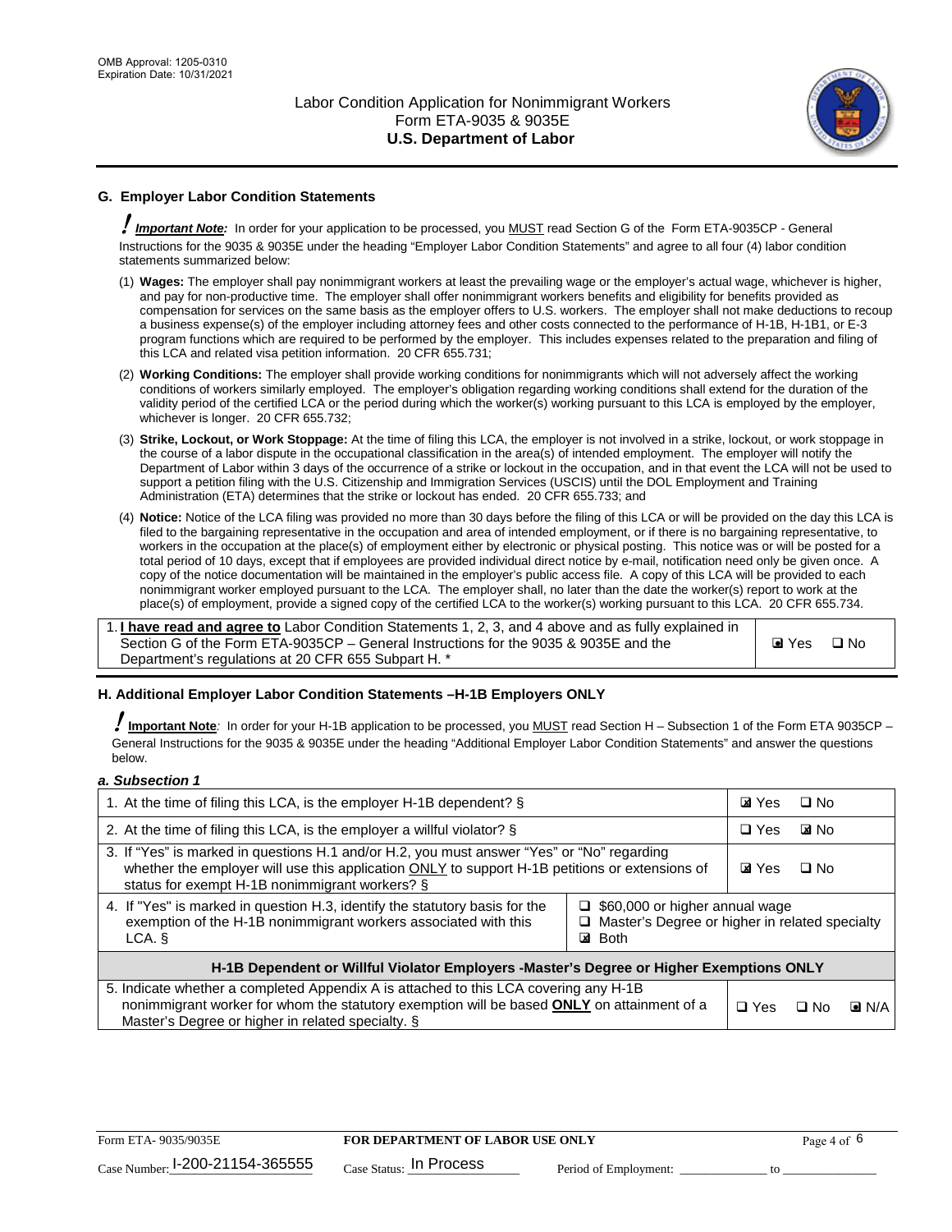## G. Employer Labor Condition Statements

! ***Important Note:*** In order for your application to be processed, you MUST read Section G of the Form ETA-9035CP - General Instructions for the 9035 & 9035E under the heading "Employer Labor Condition Statements" and agree to all four (4) labor condition statements summarized below:

(1) **Wages:** The employer shall pay nonimmigrant workers at least the prevailing wage or the employer's actual wage, whichever is higher, and pay for non-productive time. The employer shall offer nonimmigrant workers benefits and eligibility for benefits provided as compensation for services on the same basis as the employer offers to U.S. workers. The employer shall not make deductions to recoup a business expense(s) of the employer including attorney fees and other costs connected to the performance of H-1B, H-1B1, or E-3 program functions which are required to be performed by the employer. This includes expenses related to the preparation and filing of this LCA and related visa petition information. 20 CFR 655.731;

(2) **Working Conditions:** The employer shall provide working conditions for nonimmigrants which will not adversely affect the working conditions of workers similarly employed. The employer's obligation regarding working conditions shall extend for the duration of the validity period of the certified LCA or the period during which the worker(s) working pursuant to this LCA is employed by the employer, whichever is longer. 20 CFR 655.732;

(3) **Strike, Lockout, or Work Stoppage:** At the time of filing this LCA, the employer is not involved in a strike, lockout, or work stoppage in the course of a labor dispute in the occupational classification in the area(s) of intended employment. The employer will notify the Department of Labor within 3 days of the occurrence of a strike or lockout in the occupation, and in that event the LCA will not be used to support a petition filing with the U.S. Citizenship and Immigration Services (USCIS) until the DOL Employment and Training Administration (ETA) determines that the strike or lockout has ended. 20 CFR 655.733; and

(4) **Notice:** Notice of the LCA filing was provided no more than 30 days before the filing of this LCA or will be provided on the day this LCA is filed to the bargaining representative in the occupation and area of intended employment, or if there is no bargaining representative, to workers in the occupation at the place(s) of employment either by electronic or physical posting. This notice was or will be posted for a total period of 10 days, except that if employees are provided individual direct notice by e-mail, notification need only be given once. A copy of the notice documentation will be maintained in the employer's public access file. A copy of this LCA will be provided to each nonimmigrant worker employed pursuant to the LCA. The employer shall, no later than the date the worker(s) report to work at the place(s) of employment, provide a signed copy of the certified LCA to the worker(s) working pursuant to this LCA. 20 CFR 655.734.

| 1. **I have read and agree to** Labor Condition Statements 1, 2, 3, and 4 above and as fully explained in Section G of the Form ETA-9035CP – General Instructions for the 9035 & 9035E and the Department's regulations at 20 CFR 655 Subpart H. * | ☑ Yes ☐ No |
|---|---|

## H. Additional Employer Labor Condition Statements –H-1B Employers ONLY

! **Important Note**: In order for your H-1B application to be processed, you MUST read Section H – Subsection 1 of the Form ETA 9035CP – General Instructions for the 9035 & 9035E under the heading "Additional Employer Labor Condition Statements" and answer the questions below.

### *a. Subsection 1*

| | | |
|---|---|---|
| 1. At the time of filing this LCA, is the employer H-1B dependent? § | | ☑ Yes ☐ No |
| 2. At the time of filing this LCA, is the employer a willful violator? § | | ☐ Yes ☑ No |
| 3. If "Yes" is marked in questions H.1 and/or H.2, you must answer "Yes" or "No" regarding whether the employer will use this application ONLY to support H-1B petitions or extensions of status for exempt H-1B nonimmigrant workers? § | | ☑ Yes ☐ No |
| 4. If "Yes" is marked in question H.3, identify the statutory basis for the exemption of the H-1B nonimmigrant workers associated with this LCA. § | ☐ $60,000 or higher annual wage<br>☐ Master's Degree or higher in related specialty<br>☑ Both | |
| **H-1B Dependent or Willful Violator Employers -Master's Degree or Higher Exemptions ONLY** | | |
| 5. Indicate whether a completed Appendix A is attached to this LCA covering any H-1B nonimmigrant worker for whom the statutory exemption will be based **ONLY** on attainment of a Master's Degree or higher in related specialty. § | | ☐ Yes ☐ No ☑ N/A |

Form ETA- 9035/9035E | **FOR DEPARTMENT OF LABOR USE ONLY**

Case Number: I-200-21154-365555 Case Status: In Process Period of Employment: _____________ to _______________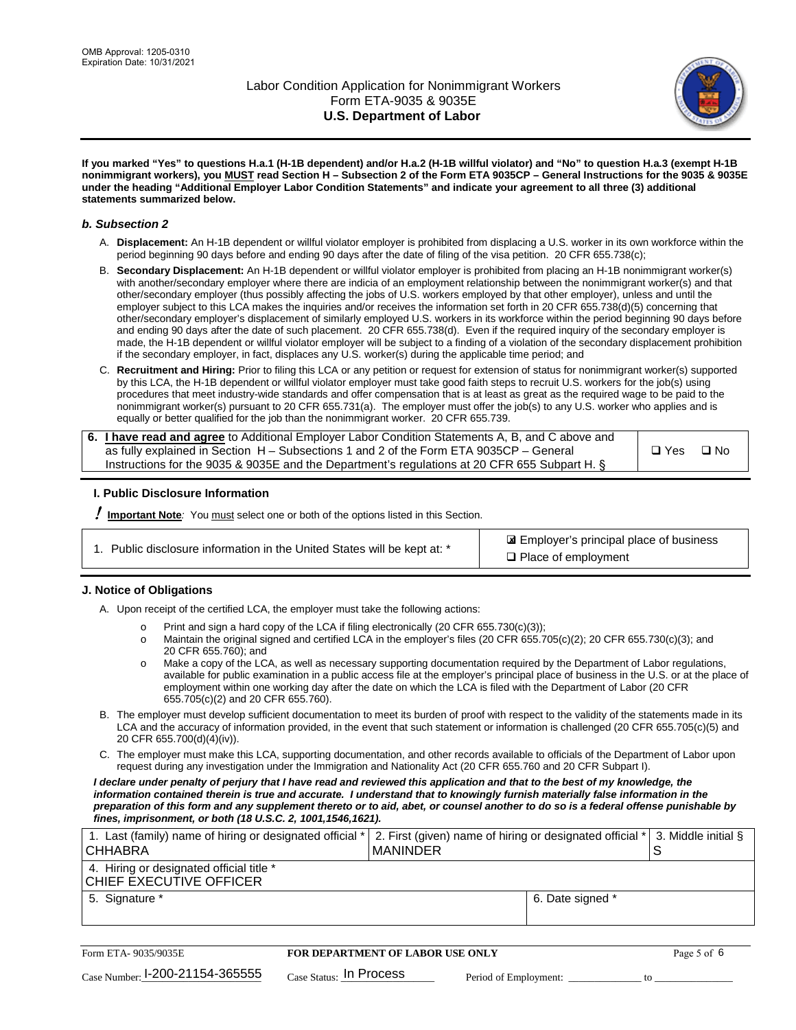**If you marked "Yes" to questions H.a.1 (H-1B dependent) and/or H.a.2 (H-1B willful violator) and "No" to question H.a.3 (exempt H-1B nonimmigrant workers), you MUST read Section H – Subsection 2 of the Form ETA 9035CP – General Instructions for the 9035 & 9035E under the heading "Additional Employer Labor Condition Statements" and indicate your agreement to all three (3) additional statements summarized below.**

### *b. Subsection 2*

A. **Displacement:** An H-1B dependent or willful violator employer is prohibited from displacing a U.S. worker in its own workforce within the period beginning 90 days before and ending 90 days after the date of filing of the visa petition. 20 CFR 655.738(c);

B. **Secondary Displacement:** An H-1B dependent or willful violator employer is prohibited from placing an H-1B nonimmigrant worker(s) with another/secondary employer where there are indicia of an employment relationship between the nonimmigrant worker(s) and that other/secondary employer (thus possibly affecting the jobs of U.S. workers employed by that other employer), unless and until the employer subject to this LCA makes the inquiries and/or receives the information set forth in 20 CFR 655.738(d)(5) concerning that other/secondary employer's displacement of similarly employed U.S. workers in its workforce within the period beginning 90 days before and ending 90 days after the date of such placement. 20 CFR 655.738(d). Even if the required inquiry of the secondary employer is made, the H-1B dependent or willful violator employer will be subject to a finding of a violation of the secondary displacement prohibition if the secondary employer, in fact, displaces any U.S. worker(s) during the applicable time period; and

C. **Recruitment and Hiring:** Prior to filing this LCA or any petition or request for extension of status for nonimmigrant worker(s) supported by this LCA, the H-1B dependent or willful violator employer must take good faith steps to recruit U.S. workers for the job(s) using procedures that meet industry-wide standards and offer compensation that is at least as great as the required wage to be paid to the nonimmigrant worker(s) pursuant to 20 CFR 655.731(a). The employer must offer the job(s) to any U.S. worker who applies and is equally or better qualified for the job than the nonimmigrant worker. 20 CFR 655.739.

| 6. **I have read and agree** to Additional Employer Labor Condition Statements A, B, and C above and as fully explained in Section H – Subsections 1 and 2 of the Form ETA 9035CP – General Instructions for the 9035 & 9035E and the Department's regulations at 20 CFR 655 Subpart H. § | ☐ Yes ☐ No |
|---|---|

## I. Public Disclosure Information

**! Important Note**: You must select one or both of the options listed in this Section.

| 1. Public disclosure information in the United States will be kept at: * | ☒ Employer's principal place of business<br>☐ Place of employment |
|---|---|

## J. Notice of Obligations

A. Upon receipt of the certified LCA, the employer must take the following actions:

- Print and sign a hard copy of the LCA if filing electronically (20 CFR 655.730(c)(3));
- Maintain the original signed and certified LCA in the employer's files (20 CFR 655.705(c)(2); 20 CFR 655.730(c)(3); and 20 CFR 655.760); and
- Make a copy of the LCA, as well as necessary supporting documentation required by the Department of Labor regulations, available for public examination in a public access file at the employer's principal place of business in the U.S. or at the place of employment within one working day after the date on which the LCA is filed with the Department of Labor (20 CFR 655.705(c)(2) and 20 CFR 655.760).

B. The employer must develop sufficient documentation to meet its burden of proof with respect to the validity of the statements made in its LCA and the accuracy of information provided, in the event that such statement or information is challenged (20 CFR 655.705(c)(5) and 20 CFR 655.700(d)(4)(iv)).

C. The employer must make this LCA, supporting documentation, and other records available to officials of the Department of Labor upon request during any investigation under the Immigration and Nationality Act (20 CFR 655.760 and 20 CFR Subpart I).

***I declare under penalty of perjury that I have read and reviewed this application and that to the best of my knowledge, the information contained therein is true and accurate. I understand that to knowingly furnish materially false information in the preparation of this form and any supplement thereto or to aid, abet, or counsel another to do so is a federal offense punishable by fines, imprisonment, or both (18 U.S.C. 2, 1001,1546,1621).***

| 1. Last (family) name of hiring or designated official *<br>CHHABRA | 2. First (given) name of hiring or designated official *<br>MANINDER | 3. Middle initial §<br>S |
|---|---|---|
| 4. Hiring or designated official title *<br>CHIEF EXECUTIVE OFFICER | | |
| 5. Signature * | 6. Date signed * | |

Form ETA- 9035/9035E — **FOR DEPARTMENT OF LABOR USE ONLY**

Case Number: I-200-21154-365555 Case Status: In Process Period of Employment: _____________ to _____________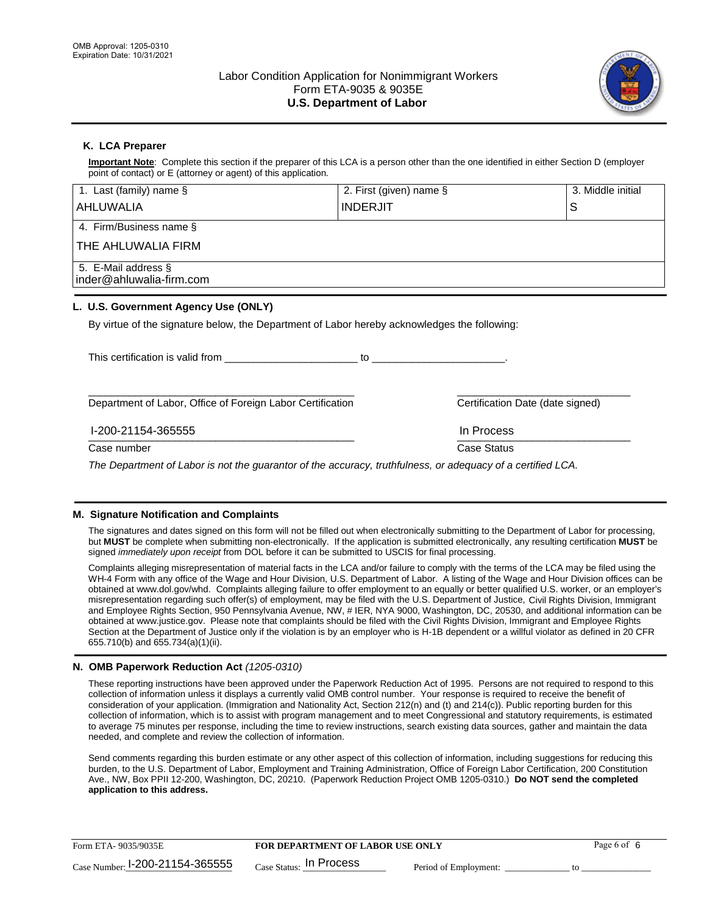## K. LCA Preparer

**Important Note**: Complete this section if the preparer of this LCA is a person other than the one identified in either Section D (employer point of contact) or E (attorney or agent) of this application.

| 1. Last (family) name § | 2. First (given) name § | 3. Middle initial |
|---|---|---|
| AHLUWALIA | INDERJIT | S |
| 4. Firm/Business name § | | |
| THE AHLUWALIA FIRM | | |
| 5. E-Mail address § | | |
| inder@ahluwalia-firm.com | | |

## L. U.S. Government Agency Use (ONLY)

By virtue of the signature below, the Department of Labor hereby acknowledges the following:

This certification is valid from ______________________ to ______________________.

Department of Labor, Office of Foreign Labor Certification

Certification Date (date signed)

I-200-21154-365555

Case number

In Process

Case Status

*The Department of Labor is not the guarantor of the accuracy, truthfulness, or adequacy of a certified LCA.*

## M. Signature Notification and Complaints

The signatures and dates signed on this form will not be filled out when electronically submitting to the Department of Labor for processing, but **MUST** be complete when submitting non-electronically. If the application is submitted electronically, any resulting certification **MUST** be signed *immediately upon receipt* from DOL before it can be submitted to USCIS for final processing.

Complaints alleging misrepresentation of material facts in the LCA and/or failure to comply with the terms of the LCA may be filed using the WH-4 Form with any office of the Wage and Hour Division, U.S. Department of Labor. A listing of the Wage and Hour Division offices can be obtained at www.dol.gov/whd. Complaints alleging failure to offer employment to an equally or better qualified U.S. worker, or an employer's misrepresentation regarding such offer(s) of employment, may be filed with the U.S. Department of Justice, Civil Rights Division, Immigrant and Employee Rights Section, 950 Pennsylvania Avenue, NW, # IER, NYA 9000, Washington, DC, 20530, and additional information can be obtained at www.justice.gov. Please note that complaints should be filed with the Civil Rights Division, Immigrant and Employee Rights Section at the Department of Justice only if the violation is by an employer who is H-1B dependent or a willful violator as defined in 20 CFR 655.710(b) and 655.734(a)(1)(ii).

## N. OMB Paperwork Reduction Act *(1205-0310)*

These reporting instructions have been approved under the Paperwork Reduction Act of 1995. Persons are not required to respond to this collection of information unless it displays a currently valid OMB control number. Your response is required to receive the benefit of consideration of your application. (Immigration and Nationality Act, Section 212(n) and (t) and 214(c)). Public reporting burden for this collection of information, which is to assist with program management and to meet Congressional and statutory requirements, is estimated to average 75 minutes per response, including the time to review instructions, search existing data sources, gather and maintain the data needed, and complete and review the collection of information.

Send comments regarding this burden estimate or any other aspect of this collection of information, including suggestions for reducing this burden, to the U.S. Department of Labor, Employment and Training Administration, Office of Foreign Labor Certification, 200 Constitution Ave., NW, Box PPII 12-200, Washington, DC, 20210. (Paperwork Reduction Project OMB 1205-0310.) **Do NOT send the completed application to this address.**